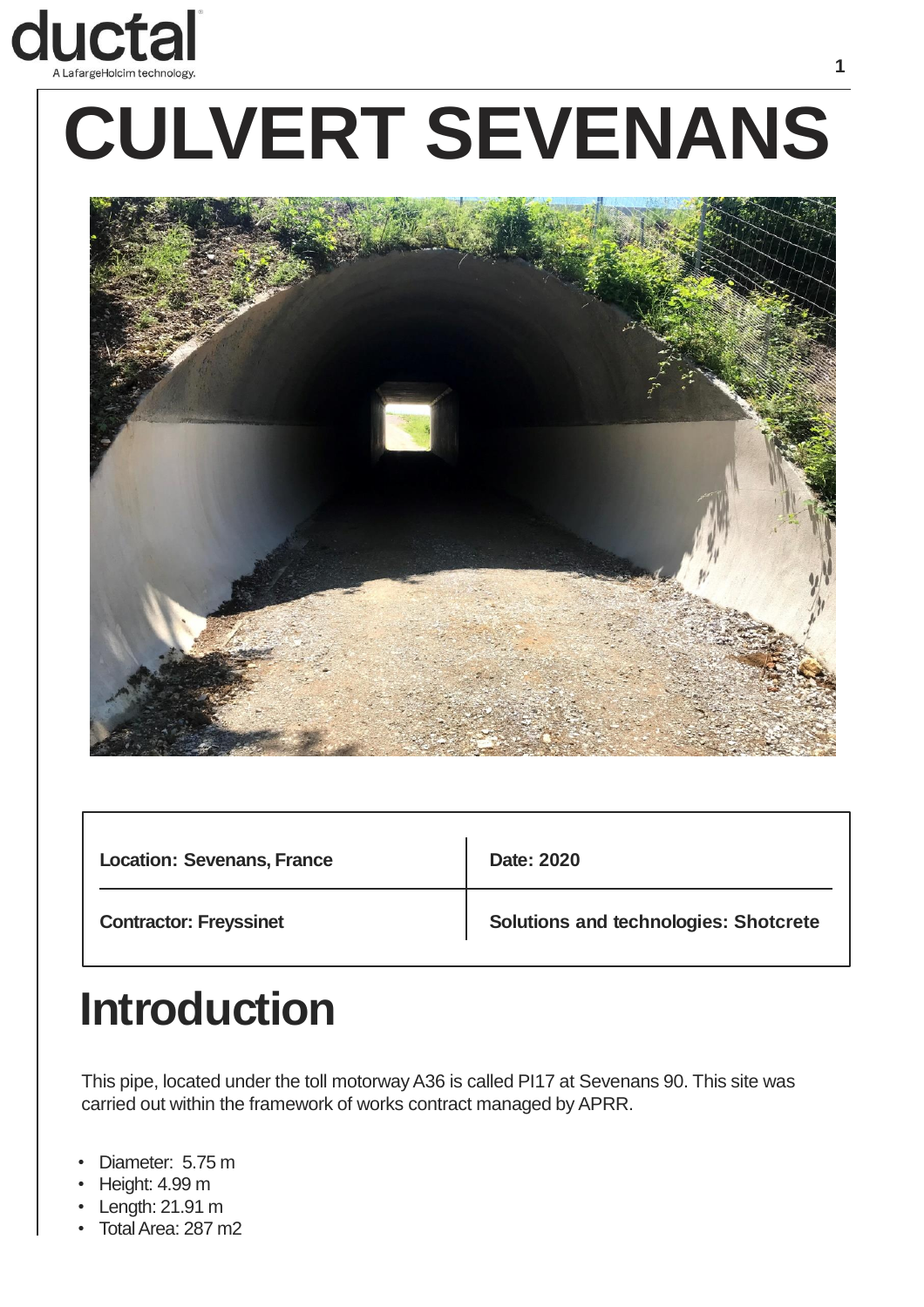# CULVERT SEVENANS

| Location: Sevenans, France | Date: 2020 |
| --- | --- |
| Contractor: Freyssinet | Solutions and technologies: Shotcrete |

## Introduction

This pipe, located under the toll motorway A36 is called PI17 at Sevenans 90. This site was carried out within the framework of works contract managed by APRR.

- Diameter: 5.75 m
- Height: 4.99 m
- Length: 21.91 m
- Total Area: 287 m2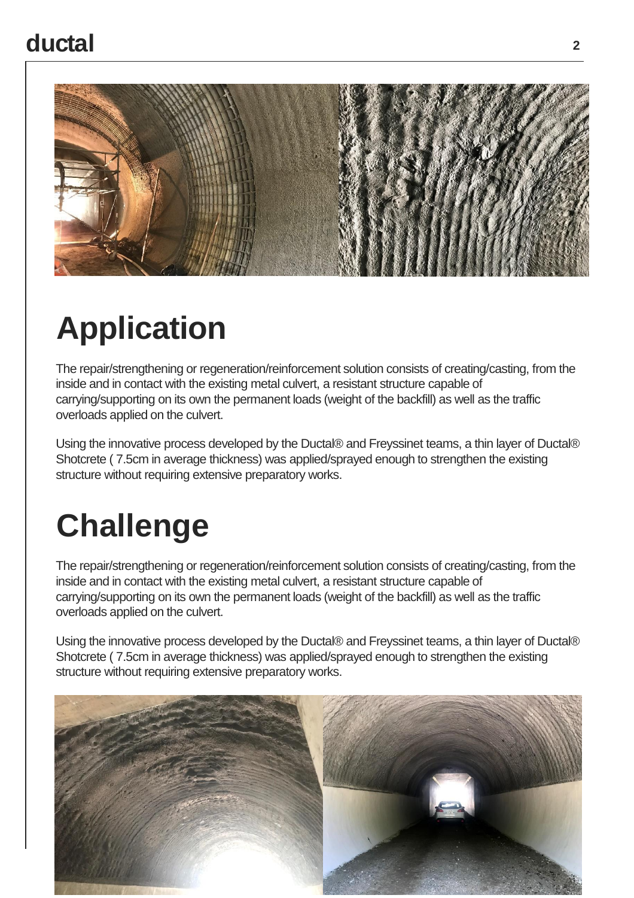# Application

The repair/strengthening or regeneration/reinforcement solution consists of creating/casting, from the inside and in contact with the existing metal culvert, a resistant structure capable of carrying/supporting on its own the permanent loads (weight of the backfill) as well as the traffic overloads applied on the culvert.

Using the innovative process developed by the Ductal® and Freyssinet teams, a thin layer of Ductal® Shotcrete ( 7.5cm in average thickness) was applied/sprayed enough to strengthen the existing structure without requiring extensive preparatory works.

# Challenge

The repair/strengthening or regeneration/reinforcement solution consists of creating/casting, from the inside and in contact with the existing metal culvert, a resistant structure capable of carrying/supporting on its own the permanent loads (weight of the backfill) as well as the traffic overloads applied on the culvert.

Using the innovative process developed by the Ductal® and Freyssinet teams, a thin layer of Ductal® Shotcrete ( 7.5cm in average thickness) was applied/sprayed enough to strengthen the existing structure without requiring extensive preparatory works.